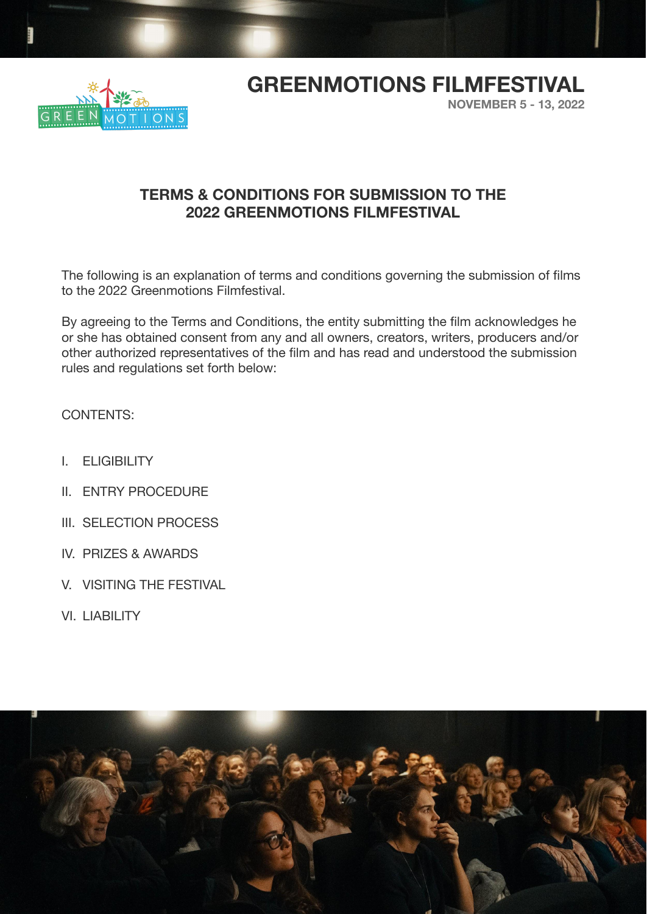# GREENMOTIONS FILMFESTIVAL

**NOVEMBER 5 - 13, 2022**

## TERMS & CONDITIONS FOR SUBMISSION TO THE 2022 GREENMOTIONS FILMFESTIVAL

The following is an explanation of terms and conditions governing the submission of films to the 2022 Greenmotions Filmfestival.

By agreeing to the Terms and Conditions, the entity submitting the film acknowledges he or she has obtained consent from any and all owners, creators, writers, producers and/or other authorized representatives of the film and has read and understood the submission rules and regulations set forth below:

CONTENTS:

I. ELIGIBILITY

II. ENTRY PROCEDURE

III. SELECTION PROCESS

IV. PRIZES & AWARDS

V. VISITING THE FESTIVAL

VI. LIABILITY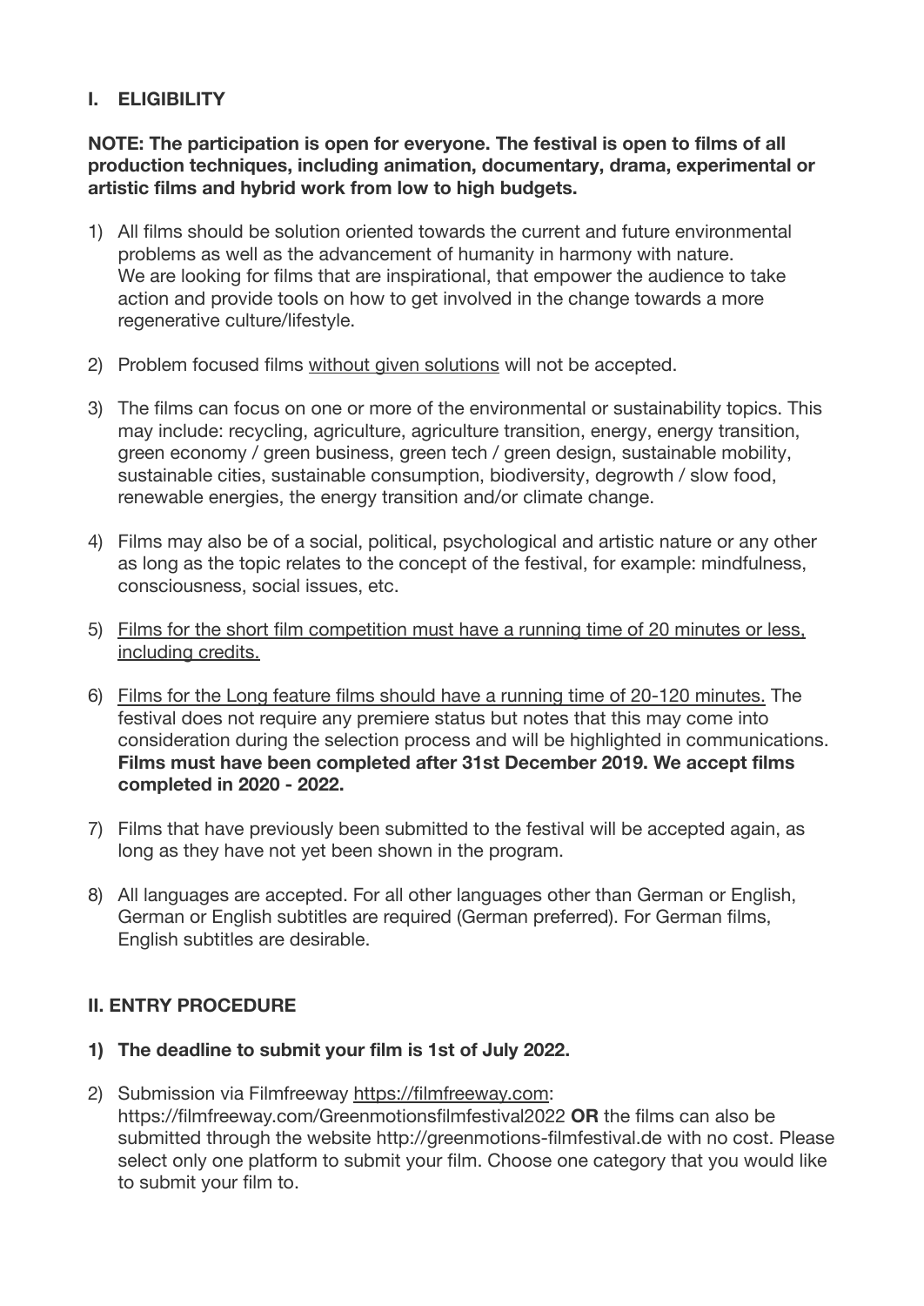## I. ELIGIBILITY

**NOTE: The participation is open for everyone. The festival is open to films of all production techniques, including animation, documentary, drama, experimental or artistic films and hybrid work from low to high budgets.**

1) All films should be solution oriented towards the current and future environmental problems as well as the advancement of humanity in harmony with nature. We are looking for films that are inspirational, that empower the audience to take action and provide tools on how to get involved in the change towards a more regenerative culture/lifestyle.

2) Problem focused films <u>without given solutions</u> will not be accepted.

3) The films can focus on one or more of the environmental or sustainability topics. This may include: recycling, agriculture, agriculture transition, energy, energy transition, green economy / green business, green tech / green design, sustainable mobility, sustainable cities, sustainable consumption, biodiversity, degrowth / slow food, renewable energies, the energy transition and/or climate change.

4) Films may also be of a social, political, psychological and artistic nature or any other as long as the topic relates to the concept of the festival, for example: mindfulness, consciousness, social issues, etc.

5) <u>Films for the short film competition must have a running time of 20 minutes or less, including credits.</u>

6) <u>Films for the Long feature films should have a running time of 20-120 minutes.</u> The festival does not require any premiere status but notes that this may come into consideration during the selection process and will be highlighted in communications. **Films must have been completed after 31st December 2019. We accept films completed in 2020 - 2022.**

7) Films that have previously been submitted to the festival will be accepted again, as long as they have not yet been shown in the program.

8) All languages are accepted. For all other languages other than German or English, German or English subtitles are required (German preferred). For German films, English subtitles are desirable.

## II. ENTRY PROCEDURE

1) **The deadline to submit your film is 1st of July 2022.**

2) Submission via Filmfreeway https://filmfreeway.com: https://filmfreeway.com/Greenmotionsfilmfestival2022 **OR** the films can also be submitted through the website http://greenmotions-filmfestival.de with no cost. Please select only one platform to submit your film. Choose one category that you would like to submit your film to.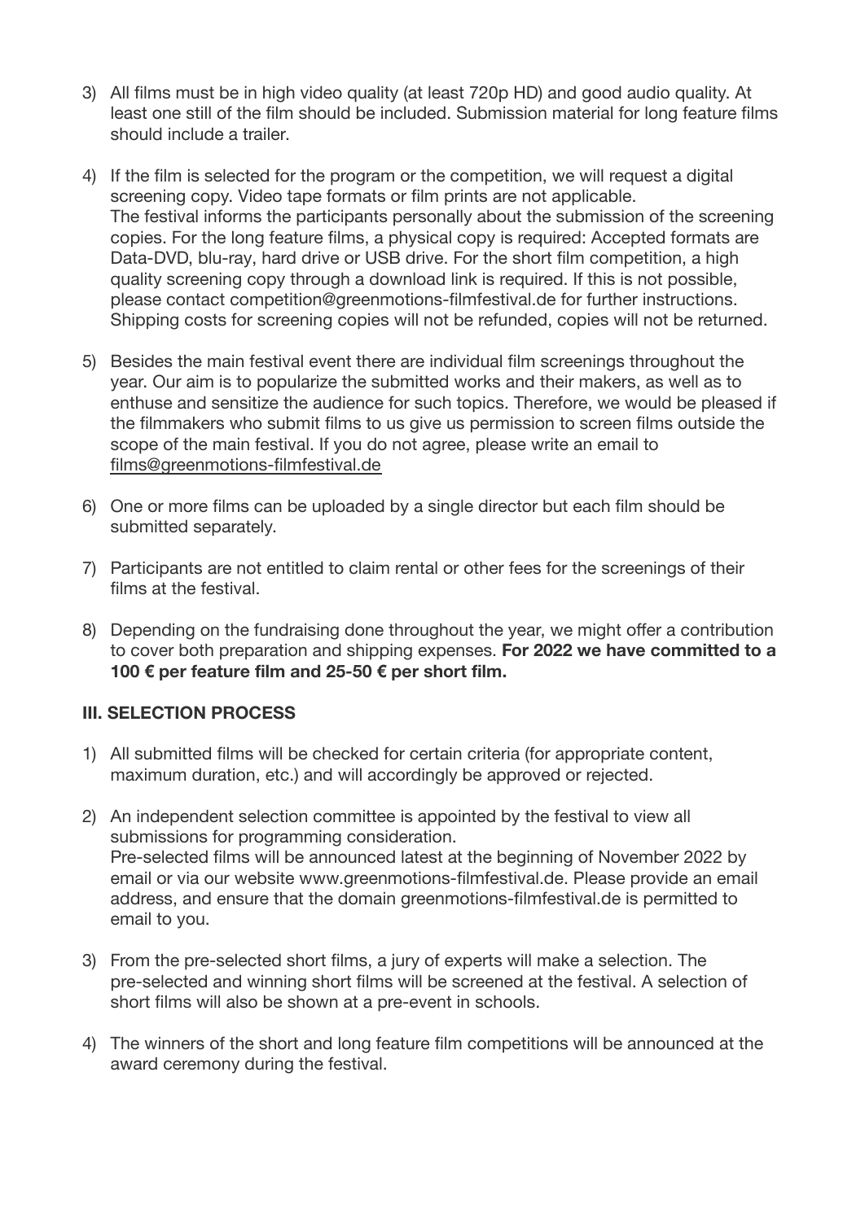3) All films must be in high video quality (at least 720p HD) and good audio quality. At least one still of the film should be included. Submission material for long feature films should include a trailer.

4) If the film is selected for the program or the competition, we will request a digital screening copy. Video tape formats or film prints are not applicable.
   The festival informs the participants personally about the submission of the screening copies. For the long feature films, a physical copy is required: Accepted formats are Data-DVD, blu-ray, hard drive or USB drive. For the short film competition, a high quality screening copy through a download link is required. If this is not possible, please contact competition@greenmotions-filmfestival.de for further instructions. Shipping costs for screening copies will not be refunded, copies will not be returned.

5) Besides the main festival event there are individual film screenings throughout the year. Our aim is to popularize the submitted works and their makers, as well as to enthuse and sensitize the audience for such topics. Therefore, we would be pleased if the filmmakers who submit films to us give us permission to screen films outside the scope of the main festival. If you do not agree, please write an email to films@greenmotions-filmfestival.de

6) One or more films can be uploaded by a single director but each film should be submitted separately.

7) Participants are not entitled to claim rental or other fees for the screenings of their films at the festival.

8) Depending on the fundraising done throughout the year, we might offer a contribution to cover both preparation and shipping expenses. **For 2022 we have committed to a 100 € per feature film and 25-50 € per short film.**

### III. SELECTION PROCESS

1) All submitted films will be checked for certain criteria (for appropriate content, maximum duration, etc.) and will accordingly be approved or rejected.

2) An independent selection committee is appointed by the festival to view all submissions for programming consideration.
   Pre-selected films will be announced latest at the beginning of November 2022 by email or via our website www.greenmotions-filmfestival.de. Please provide an email address, and ensure that the domain greenmotions-filmfestival.de is permitted to email to you.

3) From the pre-selected short films, a jury of experts will make a selection. The pre-selected and winning short films will be screened at the festival. A selection of short films will also be shown at a pre-event in schools.

4) The winners of the short and long feature film competitions will be announced at the award ceremony during the festival.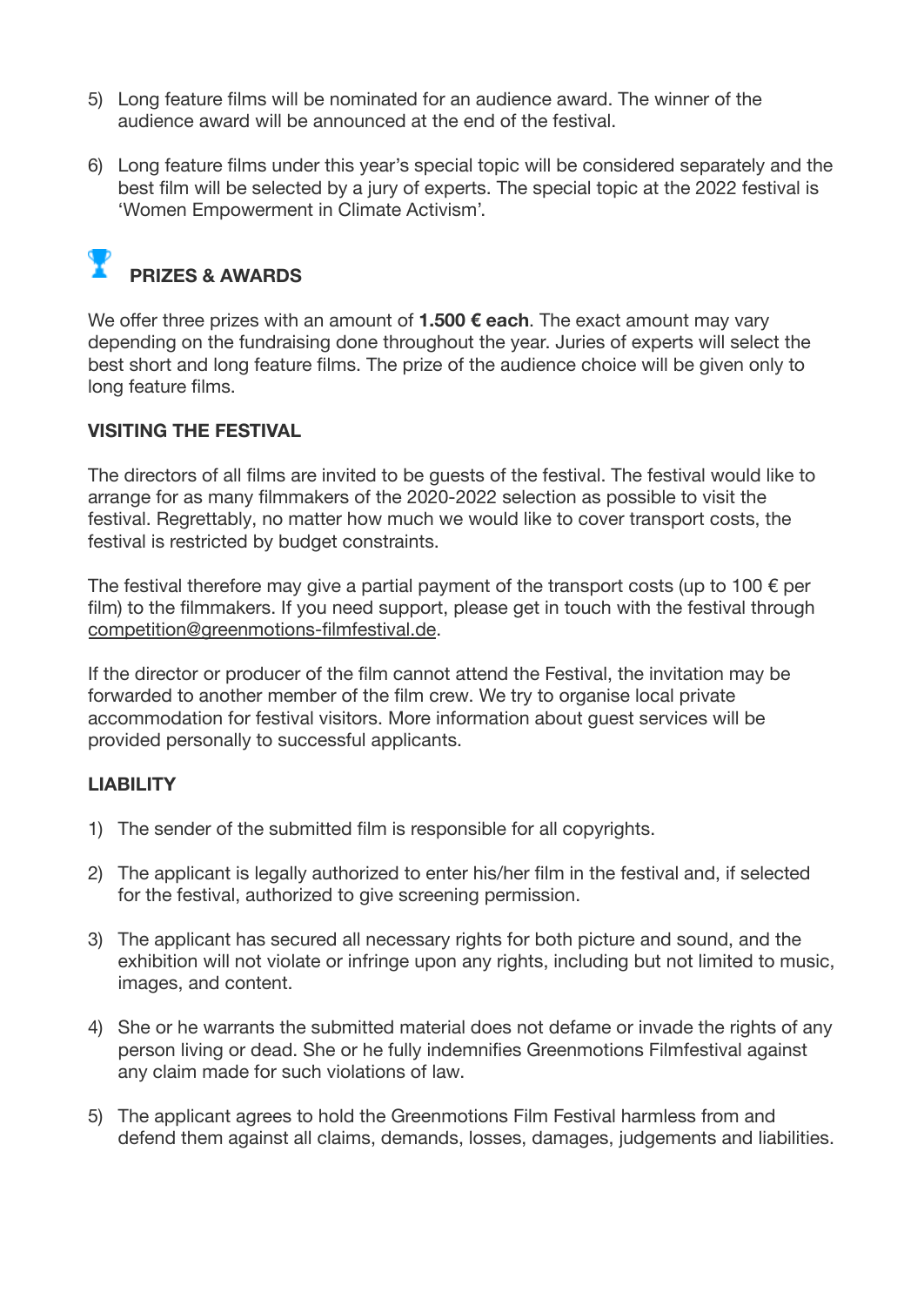5) Long feature films will be nominated for an audience award. The winner of the audience award will be announced at the end of the festival.

6) Long feature films under this year's special topic will be considered separately and the best film will be selected by a jury of experts. The special topic at the 2022 festival is 'Women Empowerment in Climate Activism'.

## 🏆 PRIZES & AWARDS

We offer three prizes with an amount of **1.500 € each**. The exact amount may vary depending on the fundraising done throughout the year. Juries of experts will select the best short and long feature films. The prize of the audience choice will be given only to long feature films.

**VISITING THE FESTIVAL**

The directors of all films are invited to be guests of the festival. The festival would like to arrange for as many filmmakers of the 2020-2022 selection as possible to visit the festival. Regrettably, no matter how much we would like to cover transport costs, the festival is restricted by budget constraints.

The festival therefore may give a partial payment of the transport costs (up to 100 € per film) to the filmmakers. If you need support, please get in touch with the festival through competition@greenmotions-filmfestival.de.

If the director or producer of the film cannot attend the Festival, the invitation may be forwarded to another member of the film crew. We try to organise local private accommodation for festival visitors. More information about guest services will be provided personally to successful applicants.

**LIABILITY**

1) The sender of the submitted film is responsible for all copyrights.

2) The applicant is legally authorized to enter his/her film in the festival and, if selected for the festival, authorized to give screening permission.

3) The applicant has secured all necessary rights for both picture and sound, and the exhibition will not violate or infringe upon any rights, including but not limited to music, images, and content.

4) She or he warrants the submitted material does not defame or invade the rights of any person living or dead. She or he fully indemnifies Greenmotions Filmfestival against any claim made for such violations of law.

5) The applicant agrees to hold the Greenmotions Film Festival harmless from and defend them against all claims, demands, losses, damages, judgements and liabilities.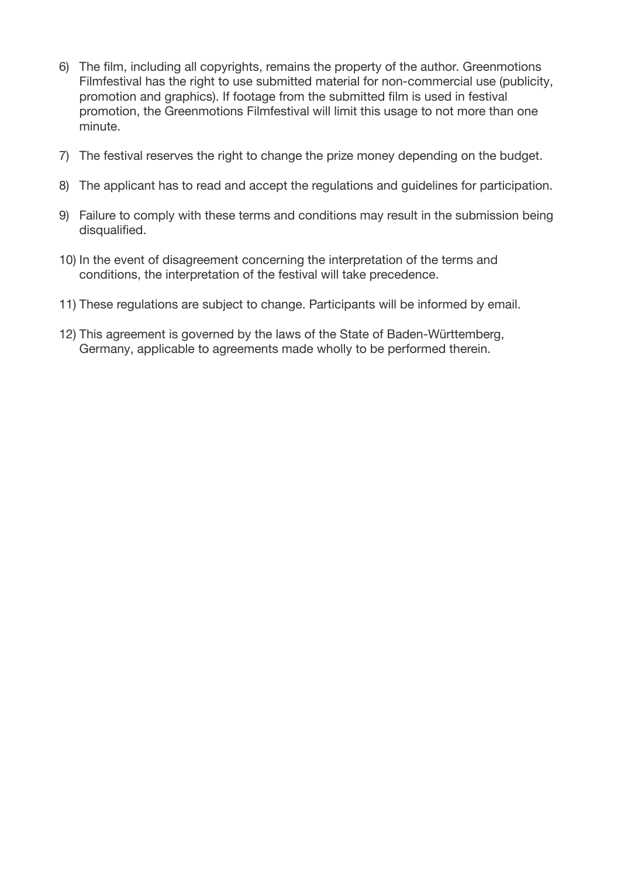6) The film, including all copyrights, remains the property of the author. Greenmotions Filmfestival has the right to use submitted material for non-commercial use (publicity, promotion and graphics). If footage from the submitted film is used in festival promotion, the Greenmotions Filmfestival will limit this usage to not more than one minute.

7) The festival reserves the right to change the prize money depending on the budget.

8) The applicant has to read and accept the regulations and guidelines for participation.

9) Failure to comply with these terms and conditions may result in the submission being disqualified.

10) In the event of disagreement concerning the interpretation of the terms and conditions, the interpretation of the festival will take precedence.

11) These regulations are subject to change. Participants will be informed by email.

12) This agreement is governed by the laws of the State of Baden-Württemberg, Germany, applicable to agreements made wholly to be performed therein.